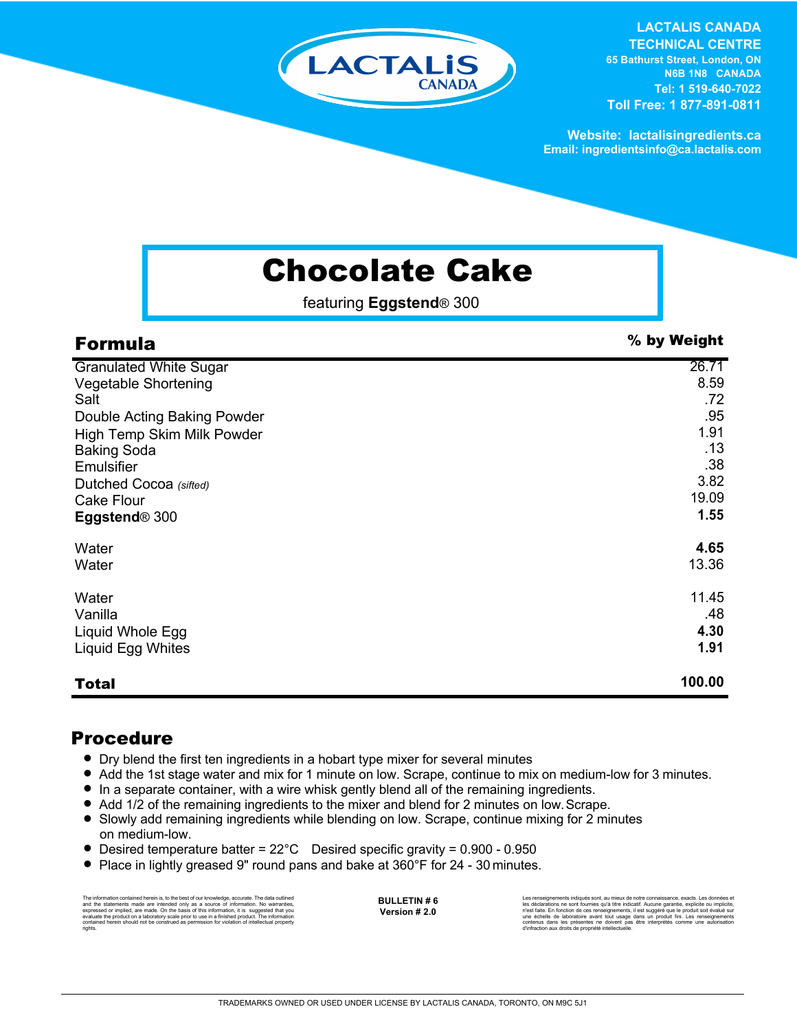LACTALIS CANADA

**LACTALIS CANADA TECHNICAL CENTRE**
65 Bathurst Street, London, ON
N6B 1N8 CANADA
Tel: 1 519-640-7022
Toll Free: 1 877-891-0811

Website: lactalisingredients.ca
Email: ingredientsinfo@ca.lactalis.com

# Chocolate Cake

featuring **Eggstend**® 300

| **Formula** | **% by Weight** |
|---|---|
| Granulated White Sugar | 26.71 |
| Vegetable Shortening | 8.59 |
| Salt | .72 |
| Double Acting Baking Powder | .95 |
| High Temp Skim Milk Powder | 1.91 |
| Baking Soda | .13 |
| Emulsifier | .38 |
| Dutched Cocoa *(sifted)* | 3.82 |
| Cake Flour | 19.09 |
| **Eggstend**® 300 | **1.55** |
| | |
| Water | **4.65** |
| Water | 13.36 |
| | |
| Water | 11.45 |
| Vanilla | .48 |
| Liquid Whole Egg | **4.30** |
| Liquid Egg Whites | **1.91** |
| | |
| **Total** | **100.00** |

## Procedure

- Dry blend the first ten ingredients in a hobart type mixer for several minutes
- Add the 1st stage water and mix for 1 minute on low. Scrape, continue to mix on medium-low for 3 minutes.
- In a separate container, with a wire whisk gently blend all of the remaining ingredients.
- Add 1/2 of the remaining ingredients to the mixer and blend for 2 minutes on low. Scrape.
- Slowly add remaining ingredients while blending on low. Scrape, continue mixing for 2 minutes on medium-low.
- Desired temperature batter = 22°C Desired specific gravity = 0.900 - 0.950
- Place in lightly greased 9" round pans and bake at 360°F for 24 - 30 minutes.

The information contained herein is, to the best of our knowledge, accurate. The data outlined and the statements made are intended only as a source of information. No warranties, expressed or implied, are made. On the basis of this information, it is suggested that you evaluate the product on a laboratory scale prior to use in a finished product. The information contained herein should not be construed as permission for violation of intellectual property rights.

**BULLETIN # 6**
**Version # 2.0**

Les renseignements indiqués sont, au mieux de notre connaissance, exacts. Les données et les déclarations ne sont fournies qu'à titre indicatif. Aucune garantie, explicite ou implicite, n'est faite. En fonction de ces renseignements, il est suggéré que le produit soit évalué sur une échelle de laboratoire avant tout usage dans un produit fini. Les renseignements contenus dans les présentes ne doivent pas être interprétés comme une autorisation d'infraction aux droits de propriété intellectuelle.

TRADEMARKS OWNED OR USED UNDER LICENSE BY LACTALIS CANADA, TORONTO, ON M9C 5J1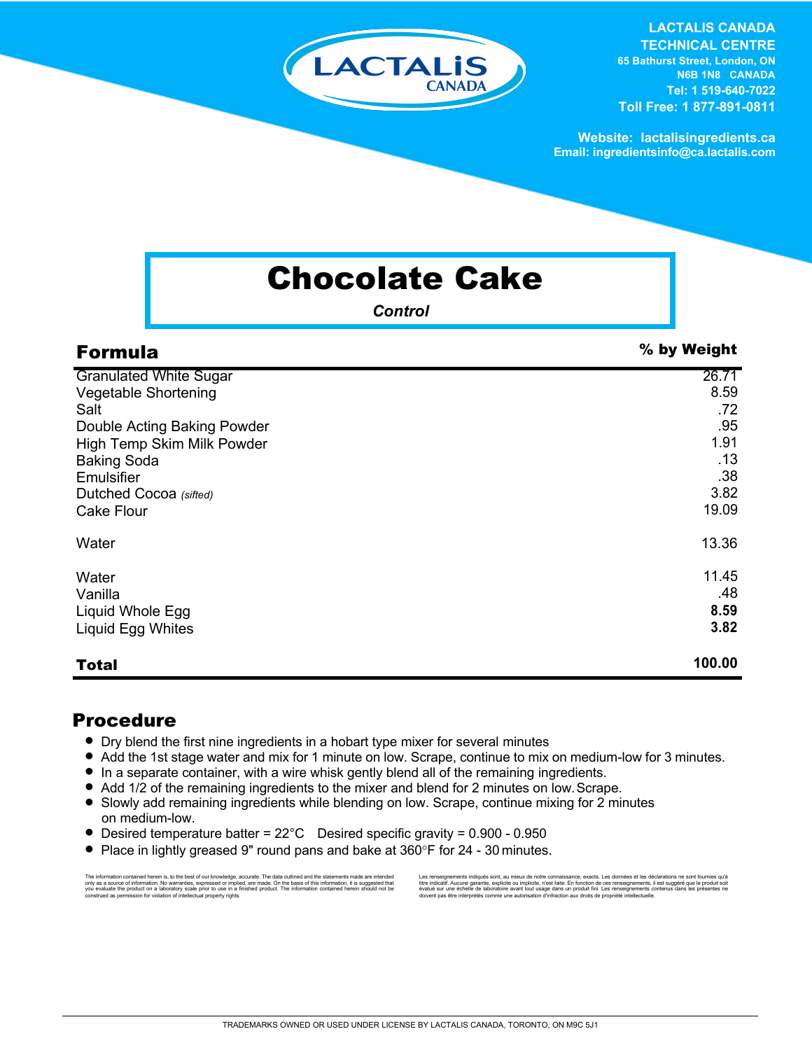LACTALIS CANADA
TECHNICAL CENTRE
65 Bathurst Street, London, ON
N6B 1N8 CANADA
Tel: 1 519-640-7022
Toll Free: 1 877-891-0811

Website: lactalisingredients.ca
Email: ingredientsinfo@ca.lactalis.com

# Chocolate Cake

*Control*

## Formula

| Formula | % by Weight |
|---|---|
| Granulated White Sugar | 26.71 |
| Vegetable Shortening | 8.59 |
| Salt | .72 |
| Double Acting Baking Powder | .95 |
| High Temp Skim Milk Powder | 1.91 |
| Baking Soda | .13 |
| Emulsifier | .38 |
| Dutched Cocoa *(sifted)* | 3.82 |
| Cake Flour | 19.09 |
| Water | 13.36 |
| Water | 11.45 |
| Vanilla | .48 |
| Liquid Whole Egg | **8.59** |
| Liquid Egg Whites | **3.82** |
| **Total** | **100.00** |

## Procedure

- Dry blend the first nine ingredients in a hobart type mixer for several minutes
- Add the 1st stage water and mix for 1 minute on low. Scrape, continue to mix on medium-low for 3 minutes.
- In a separate container, with a wire whisk gently blend all of the remaining ingredients.
- Add 1/2 of the remaining ingredients to the mixer and blend for 2 minutes on low. Scrape.
- Slowly add remaining ingredients while blending on low. Scrape, continue mixing for 2 minutes on medium-low.
- Desired temperature batter = 22°C Desired specific gravity = 0.900 - 0.950
- Place in lightly greased 9" round pans and bake at 360°F for 24 - 30 minutes.

The information contained herein is, to the best of our knowledge, accurate. The data outlined and the statements made are intended only as a source of information. No warranties, expressed or implied, are made. On the basis of this information, it is suggested that you evaluate the product on a laboratory scale prior to use in a finished product. The information contained herein should not be construed as permission for violation of intellectual property rights.

Les renseignements indiqués sont, au mieux de notre connaissance, exacts. Les données et les déclarations ne sont fournies qu'à titre indicatif. Aucune garantie, explicite ou implicite, n'est faite. En fonction de ces renseignements, il est suggéré que le produit soit évalué sur une échelle de laboratoire avant tout usage dans un produit fini. Les renseignements contenus dans les présentes ne doivent pas être interprétés comme une autorisation d'infraction aux droits de propriété intellectuelle.

TRADEMARKS OWNED OR USED UNDER LICENSE BY LACTALIS CANADA, TORONTO, ON M9C 5J1